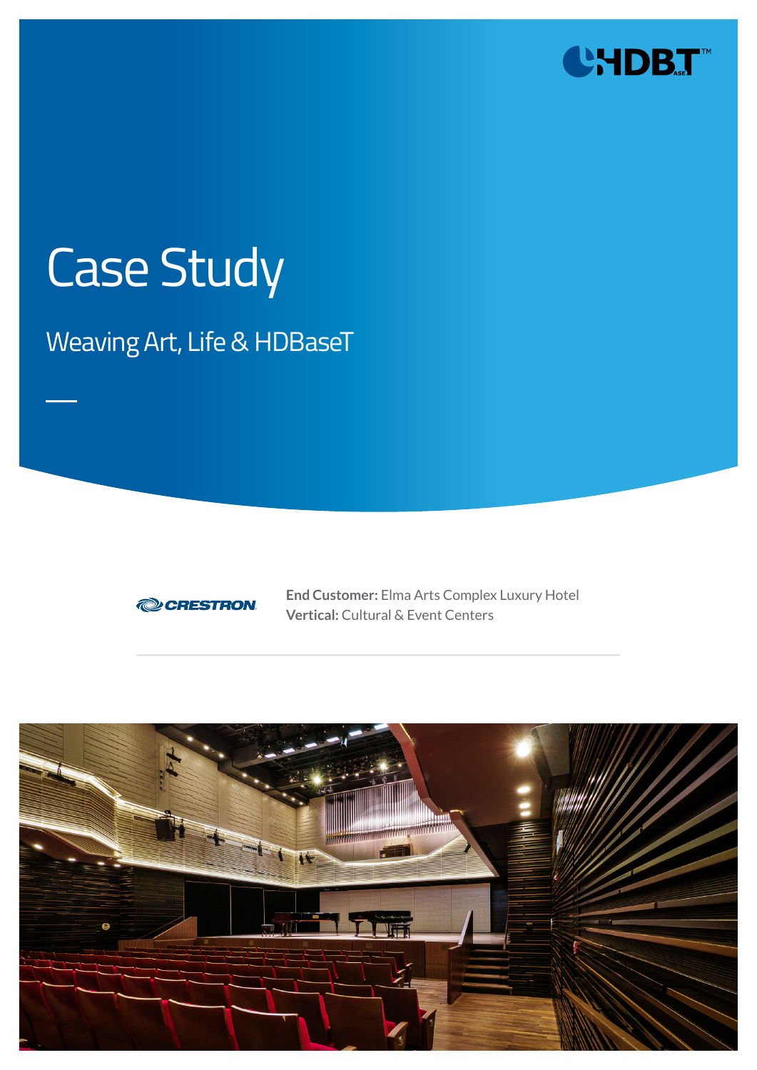# Case Study

## Weaving Art, Life & HDBaseT

**End Customer:** Elma Arts Complex Luxury Hotel
**Vertical:** Cultural & Event Centers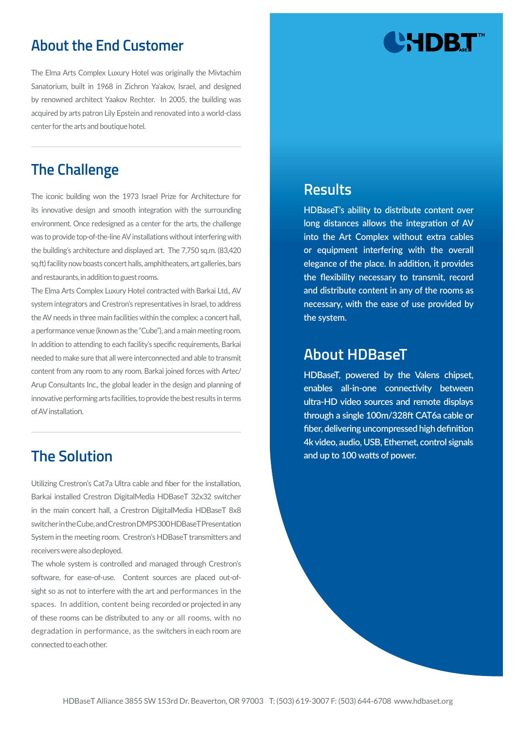## About the End Customer

The Elma Arts Complex Luxury Hotel was originally the Mivtachim Sanatorium, built in 1968 in Zichron Ya'akov, Israel, and designed by renowned architect Yaakov Rechter. In 2005, the building was acquired by arts patron Lily Epstein and renovated into a world-class center for the arts and boutique hotel.

## The Challenge

The iconic building won the 1973 Israel Prize for Architecture for its innovative design and smooth integration with the surrounding environment. Once redesigned as a center for the arts, the challenge was to provide top-of-the-line AV installations without interfering with the building's architecture and displayed art. The 7,750 sq.m. (83,420 sq.ft) facility now boasts concert halls, amphitheaters, art galleries, bars and restaurants, in addition to guest rooms.

The Elma Arts Complex Luxury Hotel contracted with Barkai Ltd., AV system integrators and Crestron's representatives in Israel, to address the AV needs in three main facilities within the complex: a concert hall, a performance venue (known as the "Cube"), and a main meeting room. In addition to attending to each facility's specific requirements, Barkai needed to make sure that all were interconnected and able to transmit content from any room to any room. Barkai joined forces with Artec/Arup Consultants Inc., the global leader in the design and planning of innovative performing arts facilities, to provide the best results in terms of AV installation.

## The Solution

Utilizing Crestron's Cat7a Ultra cable and fiber for the installation, Barkai installed Crestron DigitalMedia HDBaseT 32x32 switcher in the main concert hall, a Crestron DigitalMedia HDBaseT 8x8 switcher in the Cube, and Crestron DMPS300 HDBaseT Presentation System in the meeting room. Crestron's HDBaseT transmitters and receivers were also deployed.

The whole system is controlled and managed through Crestron's software, for ease-of-use. Content sources are placed out-of-sight so as not to interfere with the art and performances in the spaces. In addition, content being recorded or projected in any of these rooms can be distributed to any or all rooms, with no degradation in performance, as the switchers in each room are connected to each other.

## Results

HDBaseT's ability to distribute content over long distances allows the integration of AV into the Art Complex without extra cables or equipment interfering with the overall elegance of the place. In addition, it provides the flexibility necessary to transmit, record and distribute content in any of the rooms as necessary, with the ease of use provided by the system.

## About HDBaseT

HDBaseT, powered by the Valens chipset, enables all-in-one connectivity between ultra-HD video sources and remote displays through a single 100m/328ft CAT6a cable or fiber, delivering uncompressed high definition 4k video, audio, USB, Ethernet, control signals and up to 100 watts of power.

HDBaseT Alliance 3855 SW 153rd Dr. Beaverton, OR 97003 T: (503) 619-3007 F: (503) 644-6708 www.hdbaset.org